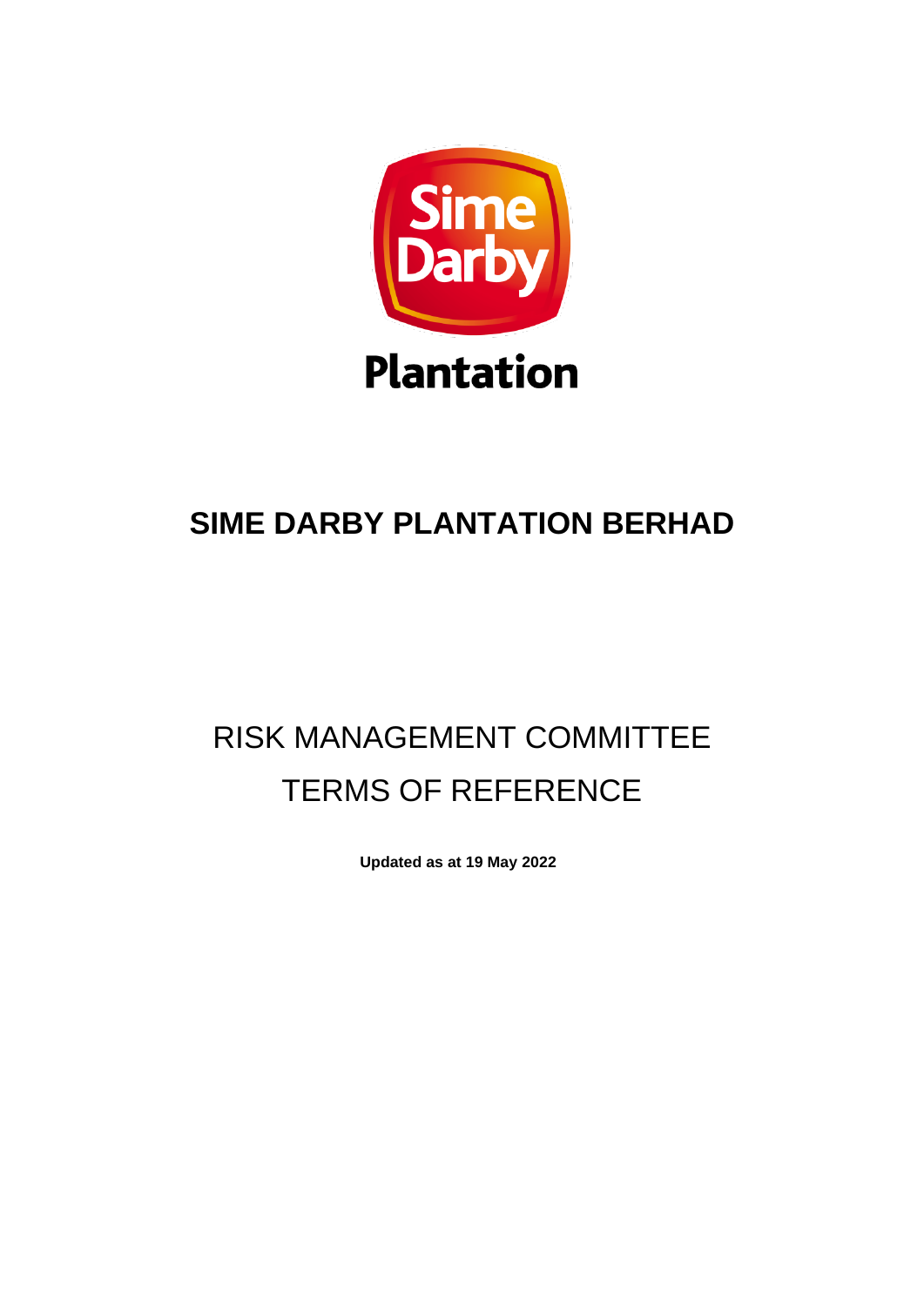# SIME DARBY PLANTATION BERHAD

## RISK MANAGEMENT COMMITTEE TERMS OF REFERENCE

**Updated as at 19 May 2022**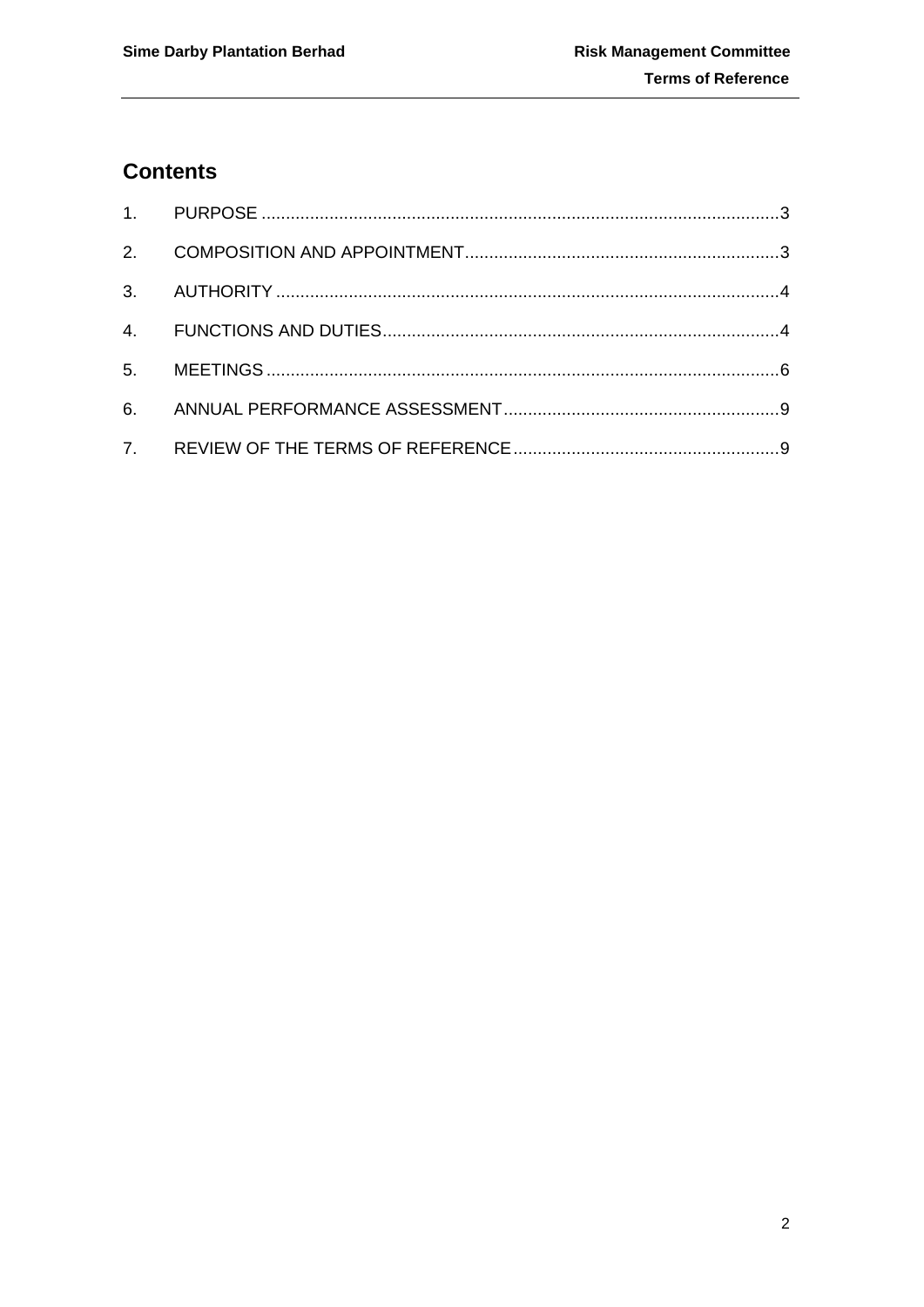## Contents

1. PURPOSE ..........................................................................................................3
2. COMPOSITION AND APPOINTMENT.................................................................3
3. AUTHORITY .......................................................................................................4
4. FUNCTIONS AND DUTIES.................................................................................4
5. MEETINGS .........................................................................................................6
6. ANNUAL PERFORMANCE ASSESSMENT.........................................................9
7. REVIEW OF THE TERMS OF REFERENCE.......................................................9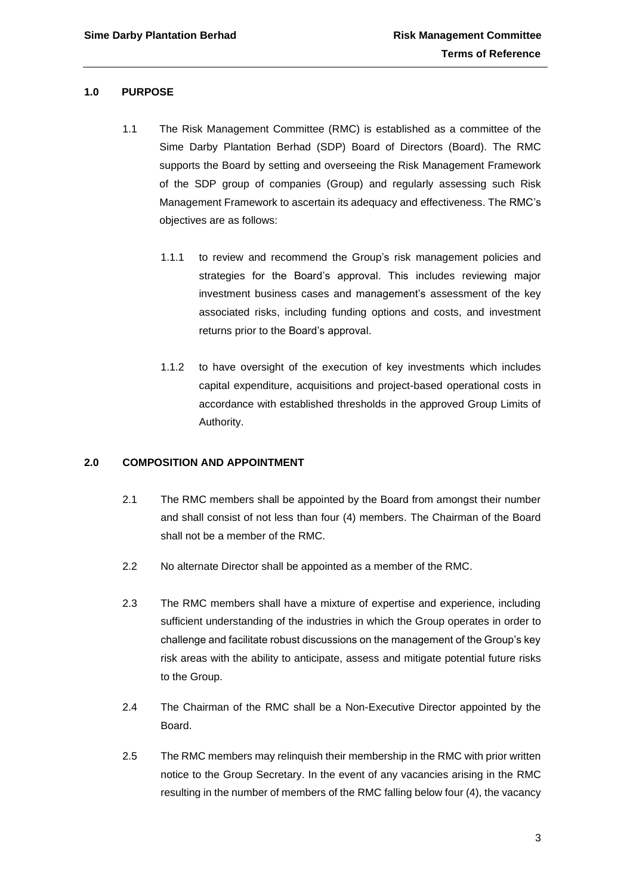## 1.0 PURPOSE

1.1 The Risk Management Committee (RMC) is established as a committee of the Sime Darby Plantation Berhad (SDP) Board of Directors (Board). The RMC supports the Board by setting and overseeing the Risk Management Framework of the SDP group of companies (Group) and regularly assessing such Risk Management Framework to ascertain its adequacy and effectiveness. The RMC's objectives are as follows:

1.1.1 to review and recommend the Group's risk management policies and strategies for the Board's approval. This includes reviewing major investment business cases and management's assessment of the key associated risks, including funding options and costs, and investment returns prior to the Board's approval.

1.1.2 to have oversight of the execution of key investments which includes capital expenditure, acquisitions and project-based operational costs in accordance with established thresholds in the approved Group Limits of Authority.

## 2.0 COMPOSITION AND APPOINTMENT

2.1 The RMC members shall be appointed by the Board from amongst their number and shall consist of not less than four (4) members. The Chairman of the Board shall not be a member of the RMC.

2.2 No alternate Director shall be appointed as a member of the RMC.

2.3 The RMC members shall have a mixture of expertise and experience, including sufficient understanding of the industries in which the Group operates in order to challenge and facilitate robust discussions on the management of the Group's key risk areas with the ability to anticipate, assess and mitigate potential future risks to the Group.

2.4 The Chairman of the RMC shall be a Non-Executive Director appointed by the Board.

2.5 The RMC members may relinquish their membership in the RMC with prior written notice to the Group Secretary. In the event of any vacancies arising in the RMC resulting in the number of members of the RMC falling below four (4), the vacancy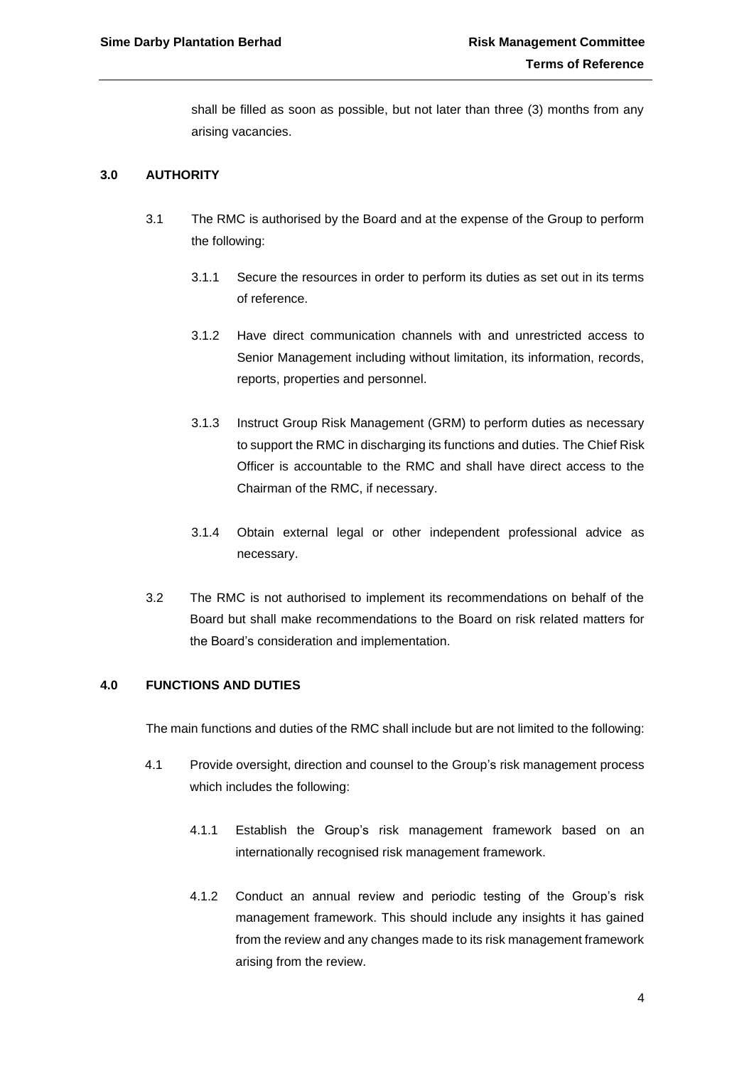shall be filled as soon as possible, but not later than three (3) months from any arising vacancies.

## 3.0 AUTHORITY

3.1 The RMC is authorised by the Board and at the expense of the Group to perform the following:

3.1.1 Secure the resources in order to perform its duties as set out in its terms of reference.

3.1.2 Have direct communication channels with and unrestricted access to Senior Management including without limitation, its information, records, reports, properties and personnel.

3.1.3 Instruct Group Risk Management (GRM) to perform duties as necessary to support the RMC in discharging its functions and duties. The Chief Risk Officer is accountable to the RMC and shall have direct access to the Chairman of the RMC, if necessary.

3.1.4 Obtain external legal or other independent professional advice as necessary.

3.2 The RMC is not authorised to implement its recommendations on behalf of the Board but shall make recommendations to the Board on risk related matters for the Board's consideration and implementation.

## 4.0 FUNCTIONS AND DUTIES

The main functions and duties of the RMC shall include but are not limited to the following:

4.1 Provide oversight, direction and counsel to the Group's risk management process which includes the following:

4.1.1 Establish the Group's risk management framework based on an internationally recognised risk management framework.

4.1.2 Conduct an annual review and periodic testing of the Group's risk management framework. This should include any insights it has gained from the review and any changes made to its risk management framework arising from the review.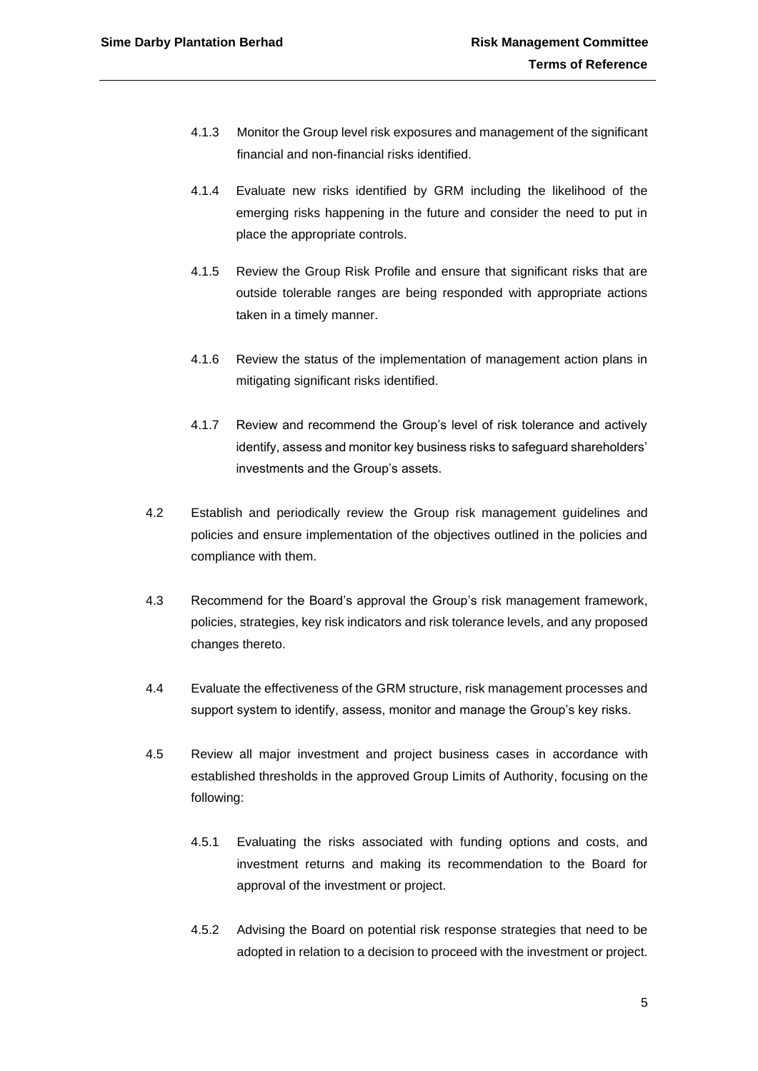4.1.3 Monitor the Group level risk exposures and management of the significant financial and non-financial risks identified.

4.1.4 Evaluate new risks identified by GRM including the likelihood of the emerging risks happening in the future and consider the need to put in place the appropriate controls.

4.1.5 Review the Group Risk Profile and ensure that significant risks that are outside tolerable ranges are being responded with appropriate actions taken in a timely manner.

4.1.6 Review the status of the implementation of management action plans in mitigating significant risks identified.

4.1.7 Review and recommend the Group's level of risk tolerance and actively identify, assess and monitor key business risks to safeguard shareholders' investments and the Group's assets.

4.2 Establish and periodically review the Group risk management guidelines and policies and ensure implementation of the objectives outlined in the policies and compliance with them.

4.3 Recommend for the Board's approval the Group's risk management framework, policies, strategies, key risk indicators and risk tolerance levels, and any proposed changes thereto.

4.4 Evaluate the effectiveness of the GRM structure, risk management processes and support system to identify, assess, monitor and manage the Group's key risks.

4.5 Review all major investment and project business cases in accordance with established thresholds in the approved Group Limits of Authority, focusing on the following:

4.5.1 Evaluating the risks associated with funding options and costs, and investment returns and making its recommendation to the Board for approval of the investment or project.

4.5.2 Advising the Board on potential risk response strategies that need to be adopted in relation to a decision to proceed with the investment or project.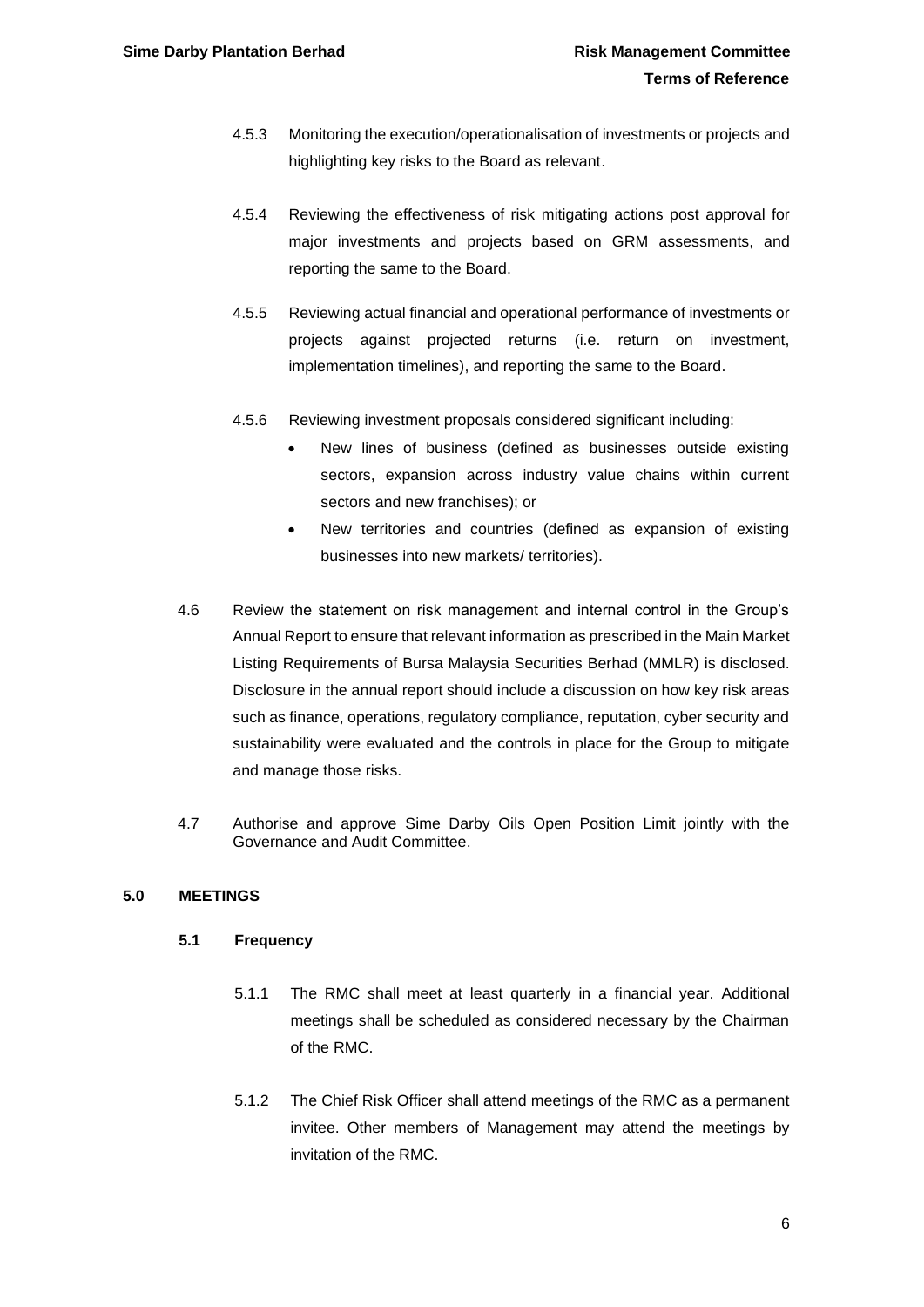4.5.3 Monitoring the execution/operationalisation of investments or projects and highlighting key risks to the Board as relevant.

4.5.4 Reviewing the effectiveness of risk mitigating actions post approval for major investments and projects based on GRM assessments, and reporting the same to the Board.

4.5.5 Reviewing actual financial and operational performance of investments or projects against projected returns (i.e. return on investment, implementation timelines), and reporting the same to the Board.

4.5.6 Reviewing investment proposals considered significant including:

- New lines of business (defined as businesses outside existing sectors, expansion across industry value chains within current sectors and new franchises); or
- New territories and countries (defined as expansion of existing businesses into new markets/ territories).

4.6 Review the statement on risk management and internal control in the Group's Annual Report to ensure that relevant information as prescribed in the Main Market Listing Requirements of Bursa Malaysia Securities Berhad (MMLR) is disclosed. Disclosure in the annual report should include a discussion on how key risk areas such as finance, operations, regulatory compliance, reputation, cyber security and sustainability were evaluated and the controls in place for the Group to mitigate and manage those risks.

4.7 Authorise and approve Sime Darby Oils Open Position Limit jointly with the Governance and Audit Committee.

## 5.0 MEETINGS

### 5.1 Frequency

5.1.1 The RMC shall meet at least quarterly in a financial year. Additional meetings shall be scheduled as considered necessary by the Chairman of the RMC.

5.1.2 The Chief Risk Officer shall attend meetings of the RMC as a permanent invitee. Other members of Management may attend the meetings by invitation of the RMC.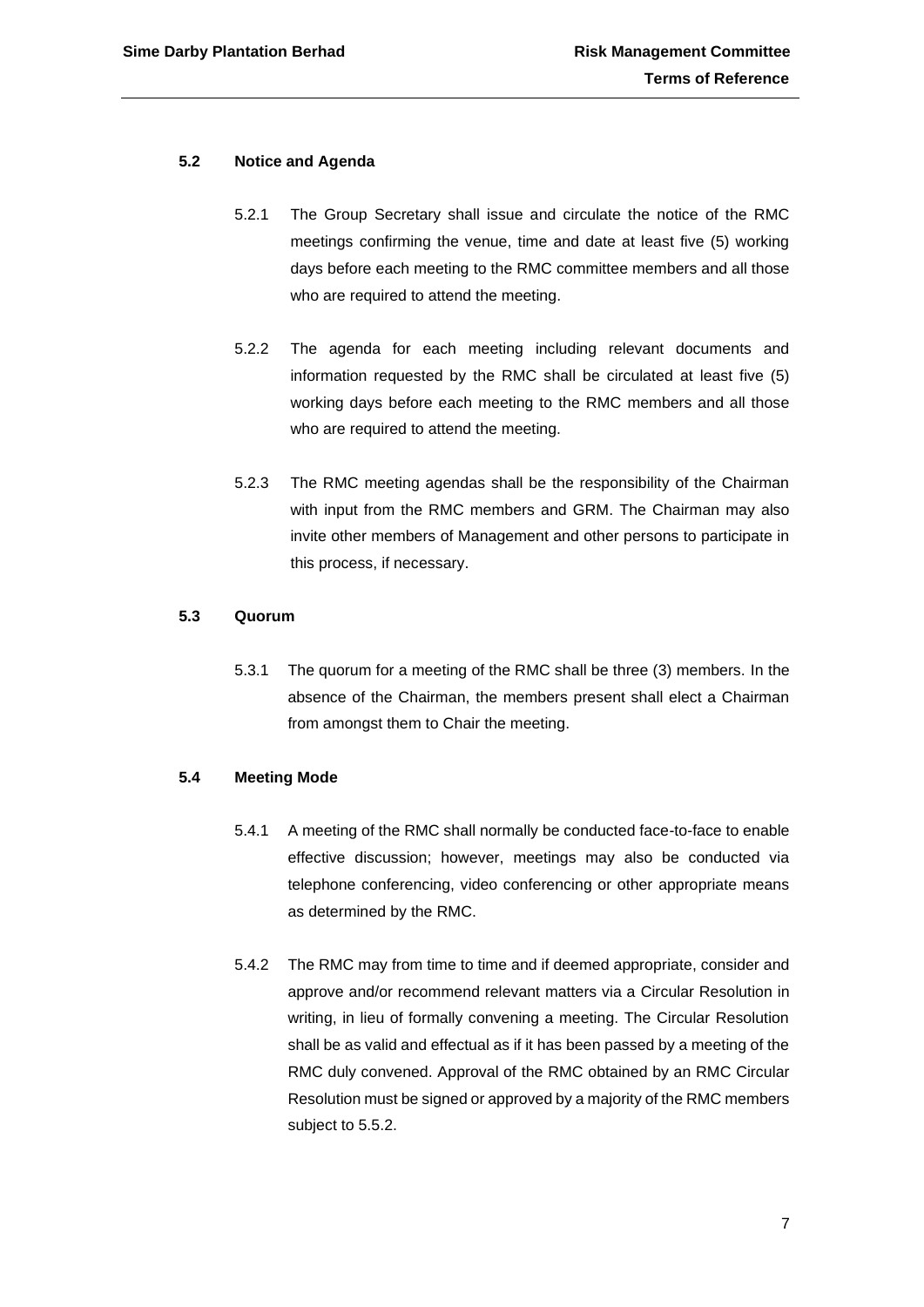### 5.2 Notice and Agenda

5.2.1 The Group Secretary shall issue and circulate the notice of the RMC meetings confirming the venue, time and date at least five (5) working days before each meeting to the RMC committee members and all those who are required to attend the meeting.

5.2.2 The agenda for each meeting including relevant documents and information requested by the RMC shall be circulated at least five (5) working days before each meeting to the RMC members and all those who are required to attend the meeting.

5.2.3 The RMC meeting agendas shall be the responsibility of the Chairman with input from the RMC members and GRM. The Chairman may also invite other members of Management and other persons to participate in this process, if necessary.

### 5.3 Quorum

5.3.1 The quorum for a meeting of the RMC shall be three (3) members. In the absence of the Chairman, the members present shall elect a Chairman from amongst them to Chair the meeting.

### 5.4 Meeting Mode

5.4.1 A meeting of the RMC shall normally be conducted face-to-face to enable effective discussion; however, meetings may also be conducted via telephone conferencing, video conferencing or other appropriate means as determined by the RMC.

5.4.2 The RMC may from time to time and if deemed appropriate, consider and approve and/or recommend relevant matters via a Circular Resolution in writing, in lieu of formally convening a meeting. The Circular Resolution shall be as valid and effectual as if it has been passed by a meeting of the RMC duly convened. Approval of the RMC obtained by an RMC Circular Resolution must be signed or approved by a majority of the RMC members subject to 5.5.2.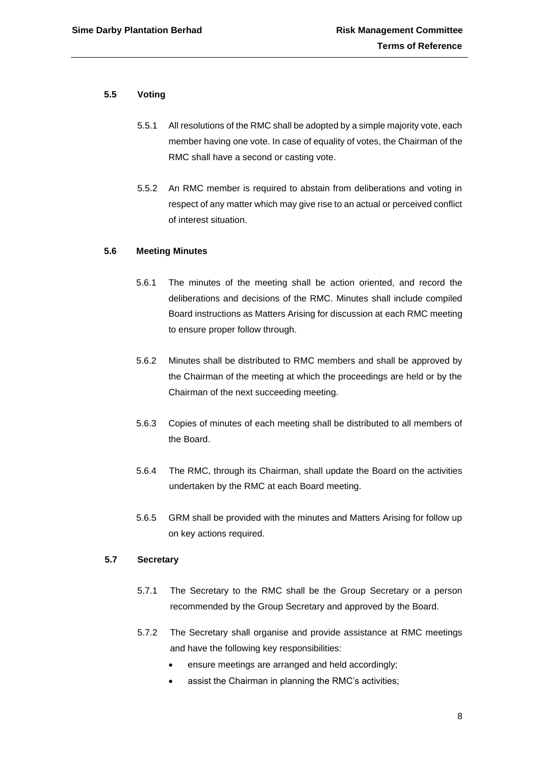### 5.5 Voting

5.5.1 All resolutions of the RMC shall be adopted by a simple majority vote, each member having one vote. In case of equality of votes, the Chairman of the RMC shall have a second or casting vote.

5.5.2 An RMC member is required to abstain from deliberations and voting in respect of any matter which may give rise to an actual or perceived conflict of interest situation.

### 5.6 Meeting Minutes

5.6.1 The minutes of the meeting shall be action oriented, and record the deliberations and decisions of the RMC. Minutes shall include compiled Board instructions as Matters Arising for discussion at each RMC meeting to ensure proper follow through.

5.6.2 Minutes shall be distributed to RMC members and shall be approved by the Chairman of the meeting at which the proceedings are held or by the Chairman of the next succeeding meeting.

5.6.3 Copies of minutes of each meeting shall be distributed to all members of the Board.

5.6.4 The RMC, through its Chairman, shall update the Board on the activities undertaken by the RMC at each Board meeting.

5.6.5 GRM shall be provided with the minutes and Matters Arising for follow up on key actions required.

### 5.7 Secretary

5.7.1 The Secretary to the RMC shall be the Group Secretary or a person recommended by the Group Secretary and approved by the Board.

5.7.2 The Secretary shall organise and provide assistance at RMC meetings and have the following key responsibilities:

- ensure meetings are arranged and held accordingly;
- assist the Chairman in planning the RMC's activities;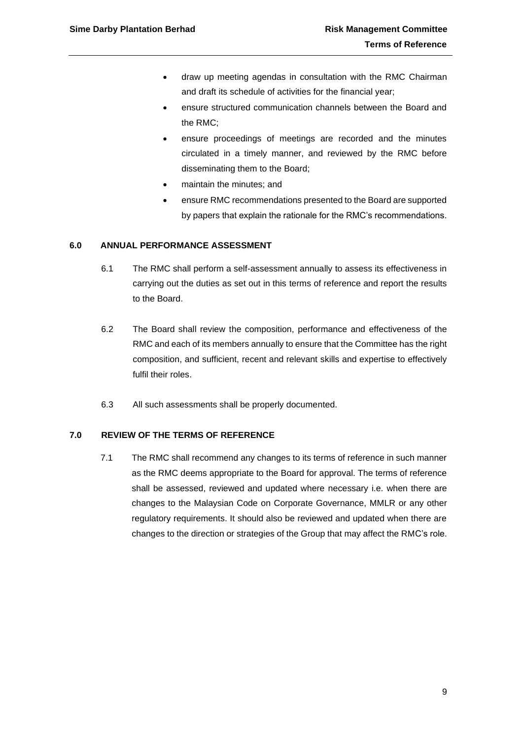- draw up meeting agendas in consultation with the RMC Chairman and draft its schedule of activities for the financial year;
- ensure structured communication channels between the Board and the RMC;
- ensure proceedings of meetings are recorded and the minutes circulated in a timely manner, and reviewed by the RMC before disseminating them to the Board;
- maintain the minutes; and
- ensure RMC recommendations presented to the Board are supported by papers that explain the rationale for the RMC's recommendations.

## 6.0 ANNUAL PERFORMANCE ASSESSMENT

6.1 The RMC shall perform a self-assessment annually to assess its effectiveness in carrying out the duties as set out in this terms of reference and report the results to the Board.

6.2 The Board shall review the composition, performance and effectiveness of the RMC and each of its members annually to ensure that the Committee has the right composition, and sufficient, recent and relevant skills and expertise to effectively fulfil their roles.

6.3 All such assessments shall be properly documented.

## 7.0 REVIEW OF THE TERMS OF REFERENCE

7.1 The RMC shall recommend any changes to its terms of reference in such manner as the RMC deems appropriate to the Board for approval. The terms of reference shall be assessed, reviewed and updated where necessary i.e. when there are changes to the Malaysian Code on Corporate Governance, MMLR or any other regulatory requirements. It should also be reviewed and updated when there are changes to the direction or strategies of the Group that may affect the RMC's role.